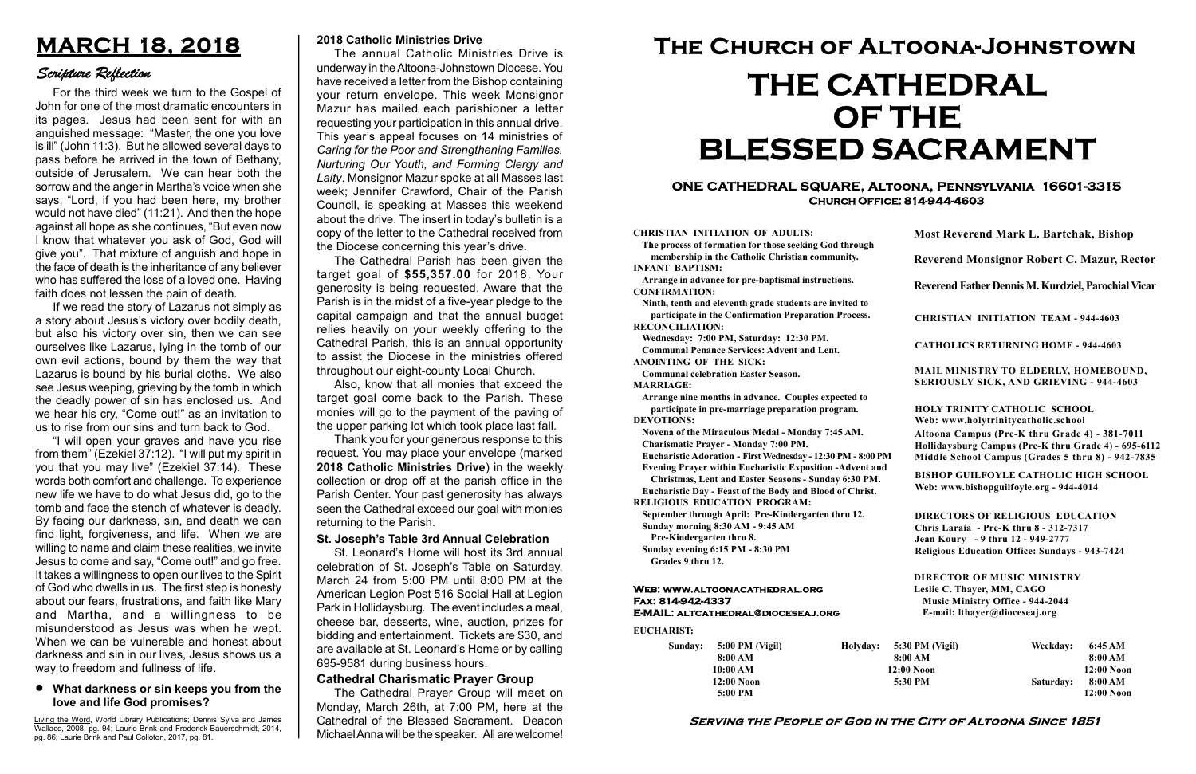# MARCH 18, 2018

## *Scripture Reflection*

For the third week we turn to the Gospel of John for one of the most dramatic encounters in its pages. Jesus had been sent for with an anguished message: "Master, the one you love is ill" (John 11:3). But he allowed several days to pass before he arrived in the town of Bethany, outside of Jerusalem. We can hear both the sorrow and the anger in Martha's voice when she says, "Lord, if you had been here, my brother would not have died" (11:21). And then the hope against all hope as she continues, "But even now I know that whatever you ask of God, God will give you". That mixture of anguish and hope in the face of death is the inheritance of any believer who has suffered the loss of a loved one. Having faith does not lessen the pain of death.

If we read the story of Lazarus not simply as a story about Jesus's victory over bodily death, but also his victory over sin, then we can see ourselves like Lazarus, lying in the tomb of our own evil actions, bound by them the way that Lazarus is bound by his burial cloths. We also see Jesus weeping, grieving by the tomb in which the deadly power of sin has enclosed us. And we hear his cry, "Come out!" as an invitation to us to rise from our sins and turn back to God.

"I will open your graves and have you rise from them" (Ezekiel 37:12). "I will put my spirit in you that you may live" (Ezekiel 37:14). These words both comfort and challenge. To experience new life we have to do what Jesus did, go to the tomb and face the stench of whatever is deadly. By facing our darkness, sin, and death we can find light, forgiveness, and life. When we are willing to name and claim these realities, we invite Jesus to come and say, "Come out!" and go free. It takes a willingness to open our lives to the Spirit of God who dwells in us. The first step is honesty about our fears, frustrations, and faith like Mary and Martha, and a willingness to be misunderstood as Jesus was when he wept. When we can be vulnerable and honest about darkness and sin in our lives, Jesus shows us a way to freedom and fullness of life.

- **What darkness or sin keeps you from the love and life God promises?**

Living the Word, World Library Publications; Dennis Sylva and James Wallace, 2008, pg. 94; Laurie Brink and Frederick Bauerschmidt, 2014, pg. 86; Laurie Brink and Paul Colloton, 2017, pg. 81.

### 2018 Catholic Ministries Drive

The annual Catholic Ministries Drive is underway in the Altoona-Johnstown Diocese. You have received a letter from the Bishop containing your return envelope. This week Monsignor Mazur has mailed each parishioner a letter requesting your participation in this annual drive. This year's appeal focuses on 14 ministries of *Caring for the Poor and Strengthening Families, Nurturing Our Youth, and Forming Clergy and Laity*. Monsignor Mazur spoke at all Masses last week; Jennifer Crawford, Chair of the Parish Council, is speaking at Masses this weekend about the drive. The insert in today's bulletin is a copy of the letter to the Cathedral received from the Diocese concerning this year's drive.

The Cathedral Parish has been given the target goal of **$55,357.00** for 2018. Your generosity is being requested. Aware that the Parish is in the midst of a five-year pledge to the capital campaign and that the annual budget relies heavily on your weekly offering to the Cathedral Parish, this is an annual opportunity to assist the Diocese in the ministries offered throughout our eight-county Local Church.

Also, know that all monies that exceed the target goal come back to the Parish. These monies will go to the payment of the paving of the upper parking lot which took place last fall.

Thank you for your generous response to this request. You may place your envelope (marked **2018 Catholic Ministries Drive**) in the weekly collection or drop off at the parish office in the Parish Center. Your past generosity has always seen the Cathedral exceed our goal with monies returning to the Parish.

### St. Joseph's Table 3rd Annual Celebration

St. Leonard's Home will host its 3rd annual celebration of St. Joseph's Table on Saturday, March 24 from 5:00 PM until 8:00 PM at the American Legion Post 516 Social Hall at Legion Park in Hollidaysburg. The event includes a meal, cheese bar, desserts, wine, auction, prizes for bidding and entertainment. Tickets are $30, and are available at St. Leonard's Home or by calling 695-9581 during business hours.

### Cathedral Charismatic Prayer Group

The Cathedral Prayer Group will meet on Monday, March 26th, at 7:00 PM, here at the Cathedral of the Blessed Sacrament. Deacon Michael Anna will be the speaker. All are welcome!

# The Church of Altoona-Johnstown

# THE CATHEDRAL OF THE BLESSED SACRAMENT

**ONE CATHEDRAL SQUARE, Altoona, Pennsylvania 16601-3315**
**Church Office: 814-944-4603**

**CHRISTIAN INITIATION OF ADULTS:**
The process of formation for those seeking God through membership in the Catholic Christian community.
**INFANT BAPTISM:**
Arrange in advance for pre-baptismal instructions.
**CONFIRMATION:**
Ninth, tenth and eleventh grade students are invited to participate in the Confirmation Preparation Process.
**RECONCILIATION:**
Wednesday: 7:00 PM, Saturday: 12:30 PM.
Communal Penance Services: Advent and Lent.
**ANOINTING OF THE SICK:**
Communal celebration Easter Season.
**MARRIAGE:**
Arrange nine months in advance. Couples expected to participate in pre-marriage preparation program.
**DEVOTIONS:**
Novena of the Miraculous Medal - Monday 7:45 AM.
Charismatic Prayer - Monday 7:00 PM.
Eucharistic Adoration - First Wednesday - 12:30 PM - 8:00 PM
Evening Prayer within Eucharistic Exposition -Advent and Christmas, Lent and Easter Seasons - Sunday 6:30 PM.
Eucharistic Day - Feast of the Body and Blood of Christ.
**RELIGIOUS EDUCATION PROGRAM:**
September through April: Pre-Kindergarten thru 12.
Sunday morning 8:30 AM - 9:45 AM
Pre-Kindergarten thru 8.
Sunday evening 6:15 PM - 8:30 PM
Grades 9 thru 12.

**Web: www.altoonacathedral.org**
**Fax: 814-942-4337**
**E-MAIL: altcathedral@dioceseaj.org**

**Most Reverend Mark L. Bartchak, Bishop**

**Reverend Monsignor Robert C. Mazur, Rector**

**Reverend Father Dennis M. Kurdziel, Parochial Vicar**

**CHRISTIAN INITIATION TEAM - 944-4603**

**CATHOLICS RETURNING HOME - 944-4603**

**MAIL MINISTRY TO ELDERLY, HOMEBOUND, SERIOUSLY SICK, AND GRIEVING - 944-4603**

**HOLY TRINITY CATHOLIC SCHOOL**
**Web: www.holytrinitycatholic.school**
Altoona Campus (Pre-K thru Grade 4) - 381-7011
Hollidaysburg Campus (Pre-K thru Grade 4) - 695-6112
Middle School Campus (Grades 5 thru 8) - 942-7835

**BISHOP GUILFOYLE CATHOLIC HIGH SCHOOL**
**Web: www.bishopguilfoyle.org - 944-4014**

**DIRECTORS OF RELIGIOUS EDUCATION**
Chris Laraia - Pre-K thru 8 - 312-7317
Jean Koury - 9 thru 12 - 949-2777
Religious Education Office: Sundays - 943-7424

**DIRECTOR OF MUSIC MINISTRY**
Leslie C. Thayer, MM, CAGO
Music Ministry Office - 944-2044
E-mail: lthayer@dioceseaj.org

**EUCHARIST:**

| Sunday: | 5:00 PM (Vigil) | Holyday: | 5:30 PM (Vigil) | Weekday: | 6:45 AM |
|---|---|---|---|---|---|
| | 8:00 AM | | 8:00 AM | | 8:00 AM |
| | 10:00 AM | | 12:00 Noon | | 12:00 Noon |
| | 12:00 Noon | | 5:30 PM | Saturday: | 8:00 AM |
| | 5:00 PM | | | | 12:00 Noon |

**Serving the People of God in the City of Altoona Since 1851**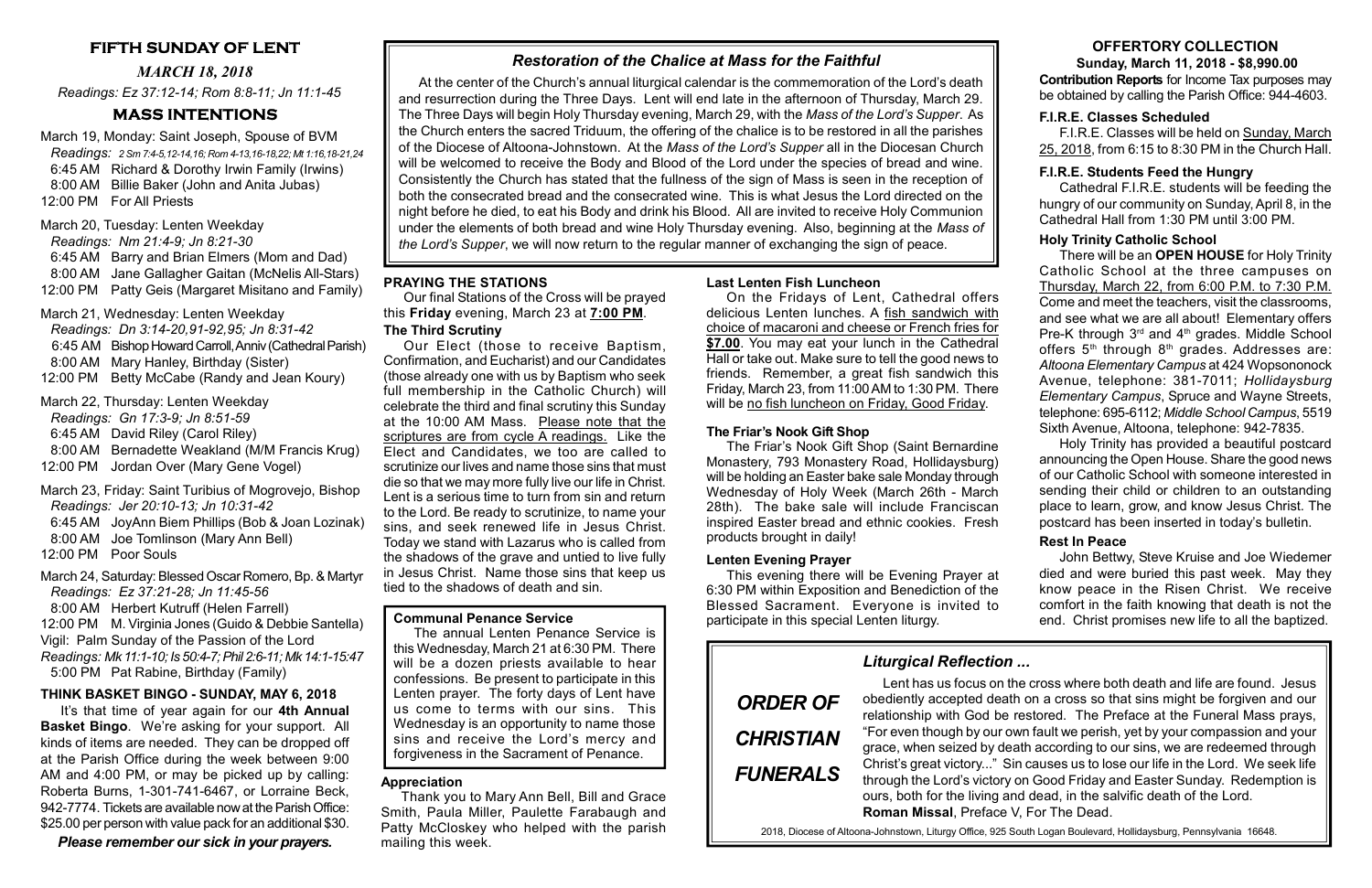## FIFTH SUNDAY OF LENT

*MARCH 18, 2018*

*Readings: Ez 37:12-14; Rom 8:8-11; Jn 11:1-45*

## MASS INTENTIONS

March 19, Monday: Saint Joseph, Spouse of BVM
*Readings: 2 Sm 7:4-5,12-14,16; Rom 4-13,16-18,22; Mt 1:16,18-21,24*
6:45 AM Richard & Dorothy Irwin Family (Irwins)
8:00 AM Billie Baker (John and Anita Jubas)
12:00 PM For All Priests

March 20, Tuesday: Lenten Weekday
*Readings: Nm 21:4-9; Jn 8:21-30*
6:45 AM Barry and Brian Elmers (Mom and Dad)
8:00 AM Jane Gallagher Gaitan (McNelis All-Stars)
12:00 PM Patty Geis (Margaret Misitano and Family)

March 21, Wednesday: Lenten Weekday
*Readings: Dn 3:14-20,91-92,95; Jn 8:31-42*
6:45 AM Bishop Howard Carroll, Anniv (Cathedral Parish)
8:00 AM Mary Hanley, Birthday (Sister)
12:00 PM Betty McCabe (Randy and Jean Koury)

March 22, Thursday: Lenten Weekday
*Readings: Gn 17:3-9; Jn 8:51-59*
6:45 AM David Riley (Carol Riley)
8:00 AM Bernadette Weakland (M/M Francis Krug)
12:00 PM Jordan Over (Mary Gene Vogel)

March 23, Friday: Saint Turibius of Mogrovejo, Bishop
*Readings: Jer 20:10-13; Jn 10:31-42*
6:45 AM JoyAnn Biem Phillips (Bob & Joan Lozinak)
8:00 AM Joe Tomlinson (Mary Ann Bell)
12:00 PM Poor Souls

March 24, Saturday: Blessed Oscar Romero, Bp. & Martyr
*Readings: Ez 37:21-28; Jn 11:45-56*
8:00 AM Herbert Kutruff (Helen Farrell)
12:00 PM M. Virginia Jones (Guido & Debbie Santella)
Vigil: Palm Sunday of the Passion of the Lord
*Readings: Mk 11:1-10; Is 50:4-7; Phil 2:6-11; Mk 14:1-15:47*
5:00 PM Pat Rabine, Birthday (Family)

### THINK BASKET BINGO - SUNDAY, MAY 6, 2018

It's that time of year again for our **4th Annual Basket Bingo**. We're asking for your support. All kinds of items are needed. They can be dropped off at the Parish Office during the week between 9:00 AM and 4:00 PM, or may be picked up by calling: Roberta Burns, 1-301-741-6467, or Lorraine Beck, 942-7774. Tickets are available now at the Parish Office: $25.00 per person with value pack for an additional $30.

***Please remember our sick in your prayers.***

### *Restoration of the Chalice at Mass for the Faithful*

At the center of the Church's annual liturgical calendar is the commemoration of the Lord's death and resurrection during the Three Days. Lent will end late in the afternoon of Thursday, March 29. The Three Days will begin Holy Thursday evening, March 29, with the *Mass of the Lord's Supper*. As the Church enters the sacred Triduum, the offering of the chalice is to be restored in all the parishes of the Diocese of Altoona-Johnstown. At the *Mass of the Lord's Supper* all in the Diocesan Church will be welcomed to receive the Body and Blood of the Lord under the species of bread and wine. Consistently the Church has stated that the fullness of the sign of Mass is seen in the reception of both the consecrated bread and the consecrated wine. This is what Jesus the Lord directed on the night before he died, to eat his Body and drink his Blood. All are invited to receive Holy Communion under the elements of both bread and wine Holy Thursday evening. Also, beginning at the *Mass of the Lord's Supper*, we will now return to the regular manner of exchanging the sign of peace.

### PRAYING THE STATIONS

Our final Stations of the Cross will be prayed this **Friday** evening, March 23 at **7:00 PM**.

### The Third Scrutiny

Our Elect (those to receive Baptism, Confirmation, and Eucharist) and our Candidates (those already one with us by Baptism who seek full membership in the Catholic Church) will celebrate the third and final scrutiny this Sunday at the 10:00 AM Mass. Please note that the scriptures are from cycle A readings. Like the Elect and Candidates, we too are called to scrutinize our lives and name those sins that must die so that we may more fully live our life in Christ. Lent is a serious time to turn from sin and return to the Lord. Be ready to scrutinize, to name your sins, and seek renewed life in Jesus Christ. Today we stand with Lazarus who is called from the shadows of the grave and untied to live fully in Jesus Christ. Name those sins that keep us tied to the shadows of death and sin.

### Communal Penance Service

The annual Lenten Penance Service is this Wednesday, March 21 at 6:30 PM. There will be a dozen priests available to hear confessions. Be present to participate in this Lenten prayer. The forty days of Lent have us come to terms with our sins. This Wednesday is an opportunity to name those sins and receive the Lord's mercy and forgiveness in the Sacrament of Penance.

### Appreciation

Thank you to Mary Ann Bell, Bill and Grace Smith, Paula Miller, Paulette Farabaugh and Patty McCloskey who helped with the parish mailing this week.

### Last Lenten Fish Luncheon

On the Fridays of Lent, Cathedral offers delicious Lenten lunches. A fish sandwich with choice of macaroni and cheese or French fries for **$7.00**. You may eat your lunch in the Cathedral Hall or take out. Make sure to tell the good news to friends. Remember, a great fish sandwich this Friday, March 23, from 11:00 AM to 1:30 PM. There will be no fish luncheon on Friday, Good Friday.

### The Friar's Nook Gift Shop

The Friar's Nook Gift Shop (Saint Bernardine Monastery, 793 Monastery Road, Hollidaysburg) will be holding an Easter bake sale Monday through Wednesday of Holy Week (March 26th - March 28th). The bake sale will include Franciscan inspired Easter bread and ethnic cookies. Fresh products brought in daily!

### Lenten Evening Prayer

This evening there will be Evening Prayer at 6:30 PM within Exposition and Benediction of the Blessed Sacrament. Everyone is invited to participate in this special Lenten liturgy.

### OFFERTORY COLLECTION

**Sunday, March 11, 2018 - $8,990.00**

**Contribution Reports** for Income Tax purposes may be obtained by calling the Parish Office: 944-4603.

### F.I.R.E. Classes Scheduled

F.I.R.E. Classes will be held on Sunday, March 25, 2018, from 6:15 to 8:30 PM in the Church Hall.

### F.I.R.E. Students Feed the Hungry

Cathedral F.I.R.E. students will be feeding the hungry of our community on Sunday, April 8, in the Cathedral Hall from 1:30 PM until 3:00 PM.

### Holy Trinity Catholic School

There will be an **OPEN HOUSE** for Holy Trinity Catholic School at the three campuses on Thursday, March 22, from 6:00 P.M. to 7:30 P.M. Come and meet the teachers, visit the classrooms, and see what we are all about! Elementary offers Pre-K through 3rd and 4th grades. Middle School offers 5th through 8th grades. Addresses are: *Altoona Elementary Campus* at 424 Wopsononock Avenue, telephone: 381-7011; *Hollidaysburg Elementary Campus*, Spruce and Wayne Streets, telephone: 695-6112; *Middle School Campus*, 5519 Sixth Avenue, Altoona, telephone: 942-7835.

Holy Trinity has provided a beautiful postcard announcing the Open House. Share the good news of our Catholic School with someone interested in sending their child or children to an outstanding place to learn, grow, and know Jesus Christ. The postcard has been inserted in today's bulletin.

### Rest In Peace

John Bettwy, Steve Kruise and Joe Wiedemer died and were buried this past week. May they know peace in the Risen Christ. We receive comfort in the faith knowing that death is not the end. Christ promises new life to all the baptized.

### *Liturgical Reflection ...*

***ORDER OF CHRISTIAN FUNERALS***

Lent has us focus on the cross where both death and life are found. Jesus obediently accepted death on a cross so that sins might be forgiven and our relationship with God be restored. The Preface at the Funeral Mass prays, "For even though by our own fault we perish, yet by your compassion and your grace, when seized by death according to our sins, we are redeemed through Christ's great victory..." Sin causes us to lose our life in the Lord. We seek life through the Lord's victory on Good Friday and Easter Sunday. Redemption is ours, both for the living and dead, in the salvific death of the Lord.
**Roman Missal**, Preface V, For The Dead.

2018, Diocese of Altoona-Johnstown, Liturgy Office, 925 South Logan Boulevard, Hollidaysburg, Pennsylvania 16648.